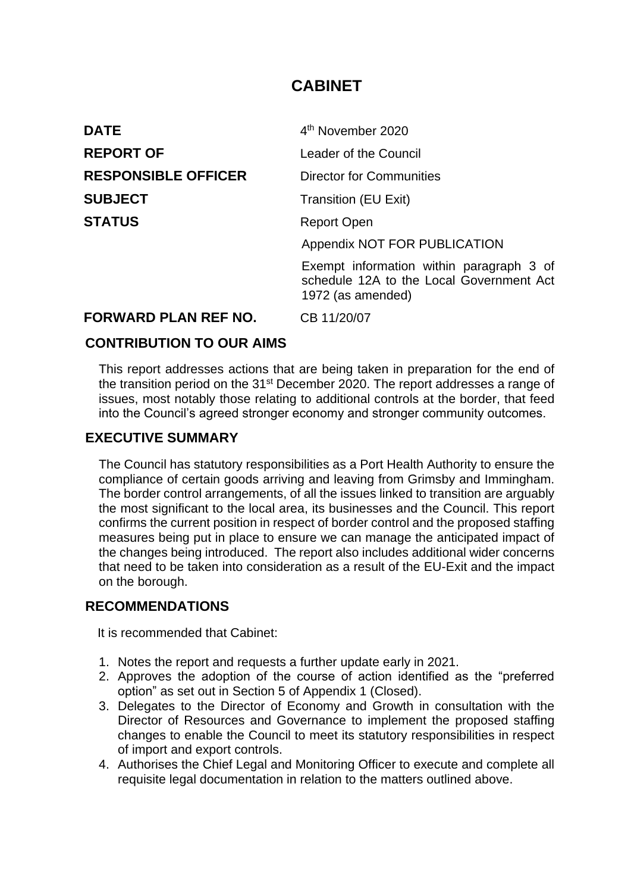# CABINET

| | |
|---|---|
| **DATE** | 4th November 2020 |
| **REPORT OF** | Leader of the Council |
| **RESPONSIBLE OFFICER** | Director for Communities |
| **SUBJECT** | Transition (EU Exit) |
| **STATUS** | Report Open<br>Appendix NOT FOR PUBLICATION<br>Exempt information within paragraph 3 of schedule 12A to the Local Government Act 1972 (as amended) |
| **FORWARD PLAN REF NO.** | CB 11/20/07 |

## CONTRIBUTION TO OUR AIMS

This report addresses actions that are being taken in preparation for the end of the transition period on the 31st December 2020. The report addresses a range of issues, most notably those relating to additional controls at the border, that feed into the Council's agreed stronger economy and stronger community outcomes.

## EXECUTIVE SUMMARY

The Council has statutory responsibilities as a Port Health Authority to ensure the compliance of certain goods arriving and leaving from Grimsby and Immingham. The border control arrangements, of all the issues linked to transition are arguably the most significant to the local area, its businesses and the Council. This report confirms the current position in respect of border control and the proposed staffing measures being put in place to ensure we can manage the anticipated impact of the changes being introduced. The report also includes additional wider concerns that need to be taken into consideration as a result of the EU-Exit and the impact on the borough.

## RECOMMENDATIONS

It is recommended that Cabinet:

1. Notes the report and requests a further update early in 2021.
2. Approves the adoption of the course of action identified as the "preferred option" as set out in Section 5 of Appendix 1 (Closed).
3. Delegates to the Director of Economy and Growth in consultation with the Director of Resources and Governance to implement the proposed staffing changes to enable the Council to meet its statutory responsibilities in respect of import and export controls.
4. Authorises the Chief Legal and Monitoring Officer to execute and complete all requisite legal documentation in relation to the matters outlined above.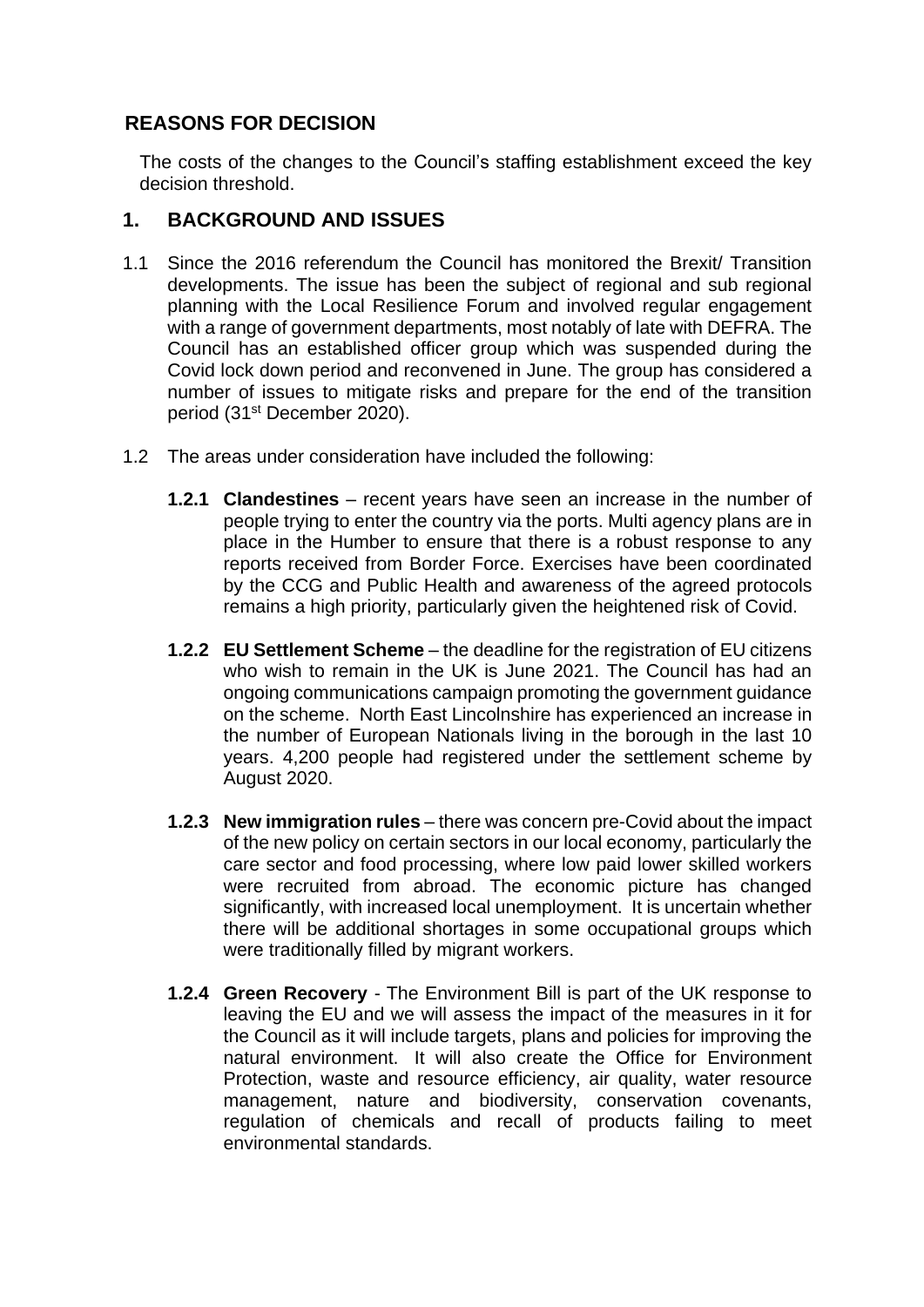## REASONS FOR DECISION

The costs of the changes to the Council's staffing establishment exceed the key decision threshold.

## 1. BACKGROUND AND ISSUES

1.1 Since the 2016 referendum the Council has monitored the Brexit/ Transition developments. The issue has been the subject of regional and sub regional planning with the Local Resilience Forum and involved regular engagement with a range of government departments, most notably of late with DEFRA. The Council has an established officer group which was suspended during the Covid lock down period and reconvened in June. The group has considered a number of issues to mitigate risks and prepare for the end of the transition period (31st December 2020).

1.2 The areas under consideration have included the following:

**1.2.1 Clandestines** – recent years have seen an increase in the number of people trying to enter the country via the ports. Multi agency plans are in place in the Humber to ensure that there is a robust response to any reports received from Border Force. Exercises have been coordinated by the CCG and Public Health and awareness of the agreed protocols remains a high priority, particularly given the heightened risk of Covid.

**1.2.2 EU Settlement Scheme** – the deadline for the registration of EU citizens who wish to remain in the UK is June 2021. The Council has had an ongoing communications campaign promoting the government guidance on the scheme. North East Lincolnshire has experienced an increase in the number of European Nationals living in the borough in the last 10 years. 4,200 people had registered under the settlement scheme by August 2020.

**1.2.3 New immigration rules** – there was concern pre-Covid about the impact of the new policy on certain sectors in our local economy, particularly the care sector and food processing, where low paid lower skilled workers were recruited from abroad. The economic picture has changed significantly, with increased local unemployment. It is uncertain whether there will be additional shortages in some occupational groups which were traditionally filled by migrant workers.

**1.2.4 Green Recovery** - The Environment Bill is part of the UK response to leaving the EU and we will assess the impact of the measures in it for the Council as it will include targets, plans and policies for improving the natural environment. It will also create the Office for Environment Protection, waste and resource efficiency, air quality, water resource management, nature and biodiversity, conservation covenants, regulation of chemicals and recall of products failing to meet environmental standards.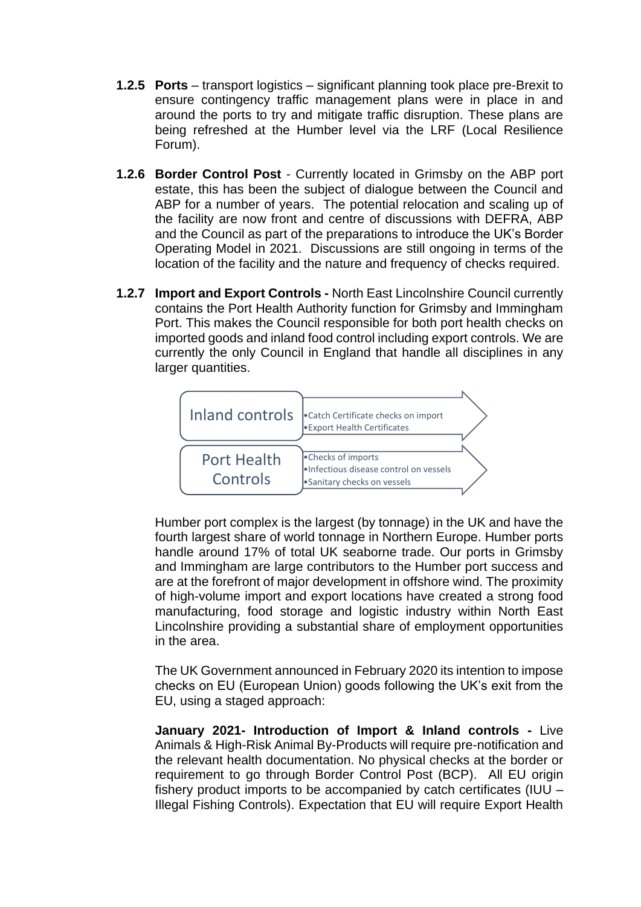**1.2.5 Ports** – transport logistics – significant planning took place pre-Brexit to ensure contingency traffic management plans were in place in and around the ports to try and mitigate traffic disruption. These plans are being refreshed at the Humber level via the LRF (Local Resilience Forum).

**1.2.6 Border Control Post** - Currently located in Grimsby on the ABP port estate, this has been the subject of dialogue between the Council and ABP for a number of years. The potential relocation and scaling up of the facility are now front and centre of discussions with DEFRA, ABP and the Council as part of the preparations to introduce the UK's Border Operating Model in 2021. Discussions are still ongoing in terms of the location of the facility and the nature and frequency of checks required.

**1.2.7 Import and Export Controls -** North East Lincolnshire Council currently contains the Port Health Authority function for Grimsby and Immingham Port. This makes the Council responsible for both port health checks on imported goods and inland food control including export controls. We are currently the only Council in England that handle all disciplines in any larger quantities.

| Inland controls | •Catch Certificate checks on import<br>•Export Health Certificates |
|---|---|
| Port Health Controls | •Checks of imports<br>•Infectious disease control on vessels<br>•Sanitary checks on vessels |

Humber port complex is the largest (by tonnage) in the UK and have the fourth largest share of world tonnage in Northern Europe. Humber ports handle around 17% of total UK seaborne trade. Our ports in Grimsby and Immingham are large contributors to the Humber port success and are at the forefront of major development in offshore wind. The proximity of high-volume import and export locations have created a strong food manufacturing, food storage and logistic industry within North East Lincolnshire providing a substantial share of employment opportunities in the area.

The UK Government announced in February 2020 its intention to impose checks on EU (European Union) goods following the UK's exit from the EU, using a staged approach:

**January 2021- Introduction of Import & Inland controls -** Live Animals & High-Risk Animal By-Products will require pre-notification and the relevant health documentation. No physical checks at the border or requirement to go through Border Control Post (BCP). All EU origin fishery product imports to be accompanied by catch certificates (IUU – Illegal Fishing Controls). Expectation that EU will require Export Health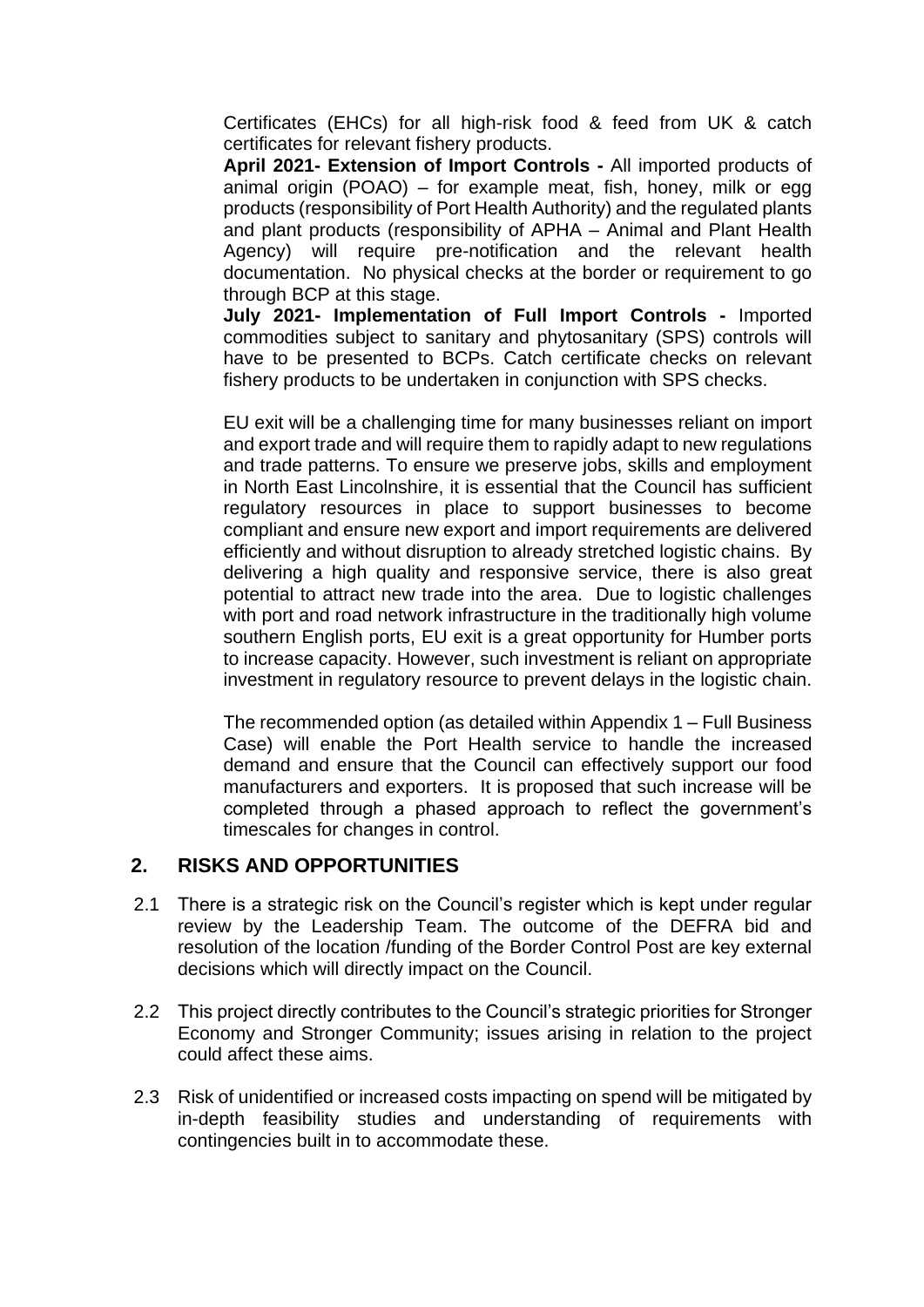Certificates (EHCs) for all high-risk food & feed from UK & catch certificates for relevant fishery products.

**April 2021- Extension of Import Controls -** All imported products of animal origin (POAO) – for example meat, fish, honey, milk or egg products (responsibility of Port Health Authority) and the regulated plants and plant products (responsibility of APHA – Animal and Plant Health Agency) will require pre-notification and the relevant health documentation. No physical checks at the border or requirement to go through BCP at this stage.

**July 2021- Implementation of Full Import Controls -** Imported commodities subject to sanitary and phytosanitary (SPS) controls will have to be presented to BCPs. Catch certificate checks on relevant fishery products to be undertaken in conjunction with SPS checks.

EU exit will be a challenging time for many businesses reliant on import and export trade and will require them to rapidly adapt to new regulations and trade patterns. To ensure we preserve jobs, skills and employment in North East Lincolnshire, it is essential that the Council has sufficient regulatory resources in place to support businesses to become compliant and ensure new export and import requirements are delivered efficiently and without disruption to already stretched logistic chains. By delivering a high quality and responsive service, there is also great potential to attract new trade into the area. Due to logistic challenges with port and road network infrastructure in the traditionally high volume southern English ports, EU exit is a great opportunity for Humber ports to increase capacity. However, such investment is reliant on appropriate investment in regulatory resource to prevent delays in the logistic chain.

The recommended option (as detailed within Appendix 1 – Full Business Case) will enable the Port Health service to handle the increased demand and ensure that the Council can effectively support our food manufacturers and exporters. It is proposed that such increase will be completed through a phased approach to reflect the government's timescales for changes in control.

## 2. RISKS AND OPPORTUNITIES

2.1 There is a strategic risk on the Council's register which is kept under regular review by the Leadership Team. The outcome of the DEFRA bid and resolution of the location /funding of the Border Control Post are key external decisions which will directly impact on the Council.

2.2 This project directly contributes to the Council's strategic priorities for Stronger Economy and Stronger Community; issues arising in relation to the project could affect these aims.

2.3 Risk of unidentified or increased costs impacting on spend will be mitigated by in-depth feasibility studies and understanding of requirements with contingencies built in to accommodate these.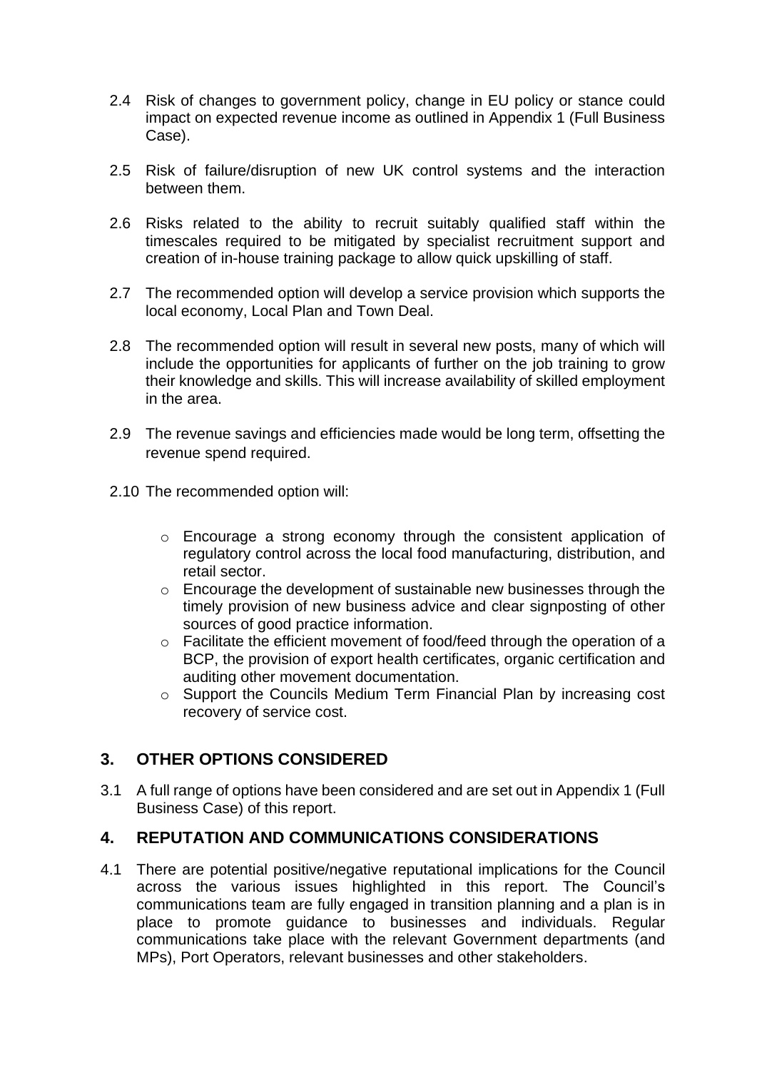2.4 Risk of changes to government policy, change in EU policy or stance could impact on expected revenue income as outlined in Appendix 1 (Full Business Case).

2.5 Risk of failure/disruption of new UK control systems and the interaction between them.

2.6 Risks related to the ability to recruit suitably qualified staff within the timescales required to be mitigated by specialist recruitment support and creation of in-house training package to allow quick upskilling of staff.

2.7 The recommended option will develop a service provision which supports the local economy, Local Plan and Town Deal.

2.8 The recommended option will result in several new posts, many of which will include the opportunities for applicants of further on the job training to grow their knowledge and skills. This will increase availability of skilled employment in the area.

2.9 The revenue savings and efficiencies made would be long term, offsetting the revenue spend required.

2.10 The recommended option will:

- Encourage a strong economy through the consistent application of regulatory control across the local food manufacturing, distribution, and retail sector.
- Encourage the development of sustainable new businesses through the timely provision of new business advice and clear signposting of other sources of good practice information.
- Facilitate the efficient movement of food/feed through the operation of a BCP, the provision of export health certificates, organic certification and auditing other movement documentation.
- Support the Councils Medium Term Financial Plan by increasing cost recovery of service cost.

## 3. OTHER OPTIONS CONSIDERED

3.1 A full range of options have been considered and are set out in Appendix 1 (Full Business Case) of this report.

## 4. REPUTATION AND COMMUNICATIONS CONSIDERATIONS

4.1 There are potential positive/negative reputational implications for the Council across the various issues highlighted in this report. The Council's communications team are fully engaged in transition planning and a plan is in place to promote guidance to businesses and individuals. Regular communications take place with the relevant Government departments (and MPs), Port Operators, relevant businesses and other stakeholders.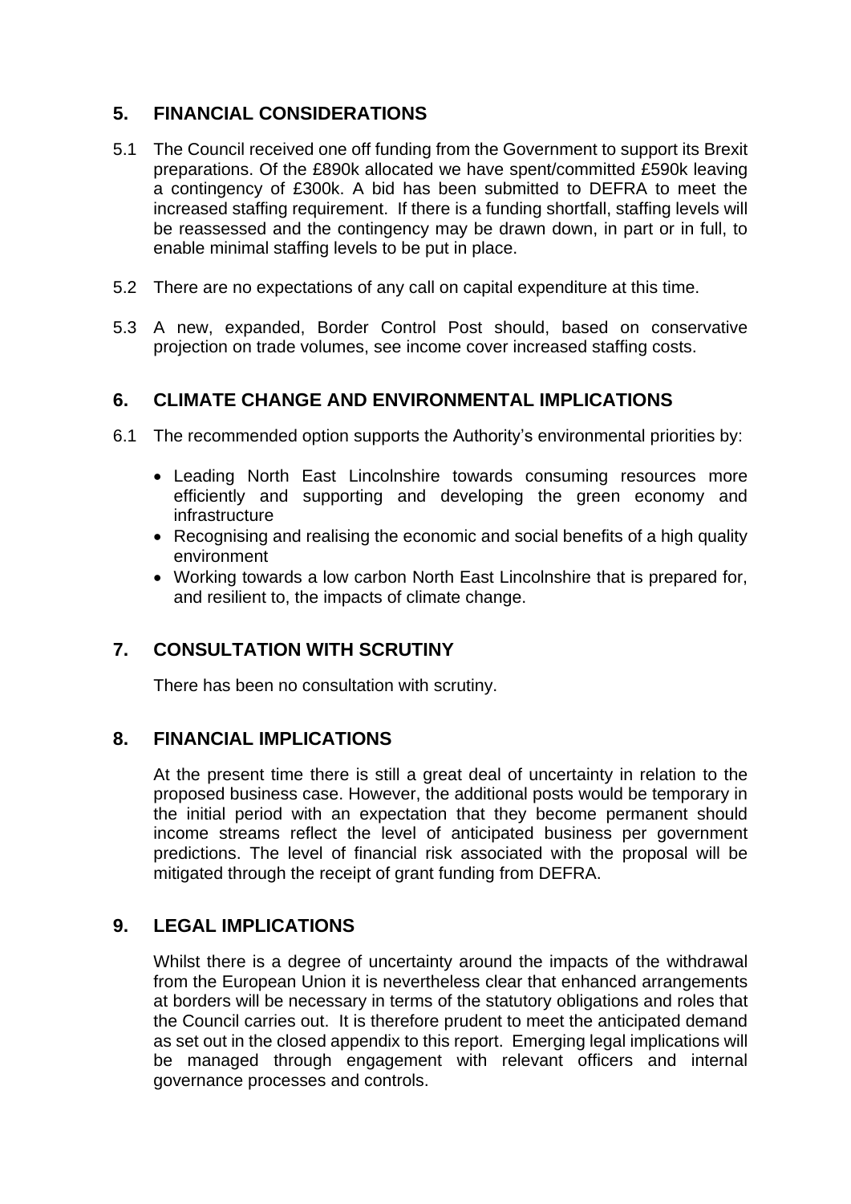## 5. FINANCIAL CONSIDERATIONS

5.1 The Council received one off funding from the Government to support its Brexit preparations. Of the £890k allocated we have spent/committed £590k leaving a contingency of £300k. A bid has been submitted to DEFRA to meet the increased staffing requirement. If there is a funding shortfall, staffing levels will be reassessed and the contingency may be drawn down, in part or in full, to enable minimal staffing levels to be put in place.

5.2 There are no expectations of any call on capital expenditure at this time.

5.3 A new, expanded, Border Control Post should, based on conservative projection on trade volumes, see income cover increased staffing costs.

## 6. CLIMATE CHANGE AND ENVIRONMENTAL IMPLICATIONS

6.1 The recommended option supports the Authority's environmental priorities by:

- Leading North East Lincolnshire towards consuming resources more efficiently and supporting and developing the green economy and infrastructure
- Recognising and realising the economic and social benefits of a high quality environment
- Working towards a low carbon North East Lincolnshire that is prepared for, and resilient to, the impacts of climate change.

## 7. CONSULTATION WITH SCRUTINY

There has been no consultation with scrutiny.

## 8. FINANCIAL IMPLICATIONS

At the present time there is still a great deal of uncertainty in relation to the proposed business case. However, the additional posts would be temporary in the initial period with an expectation that they become permanent should income streams reflect the level of anticipated business per government predictions. The level of financial risk associated with the proposal will be mitigated through the receipt of grant funding from DEFRA.

## 9. LEGAL IMPLICATIONS

Whilst there is a degree of uncertainty around the impacts of the withdrawal from the European Union it is nevertheless clear that enhanced arrangements at borders will be necessary in terms of the statutory obligations and roles that the Council carries out. It is therefore prudent to meet the anticipated demand as set out in the closed appendix to this report. Emerging legal implications will be managed through engagement with relevant officers and internal governance processes and controls.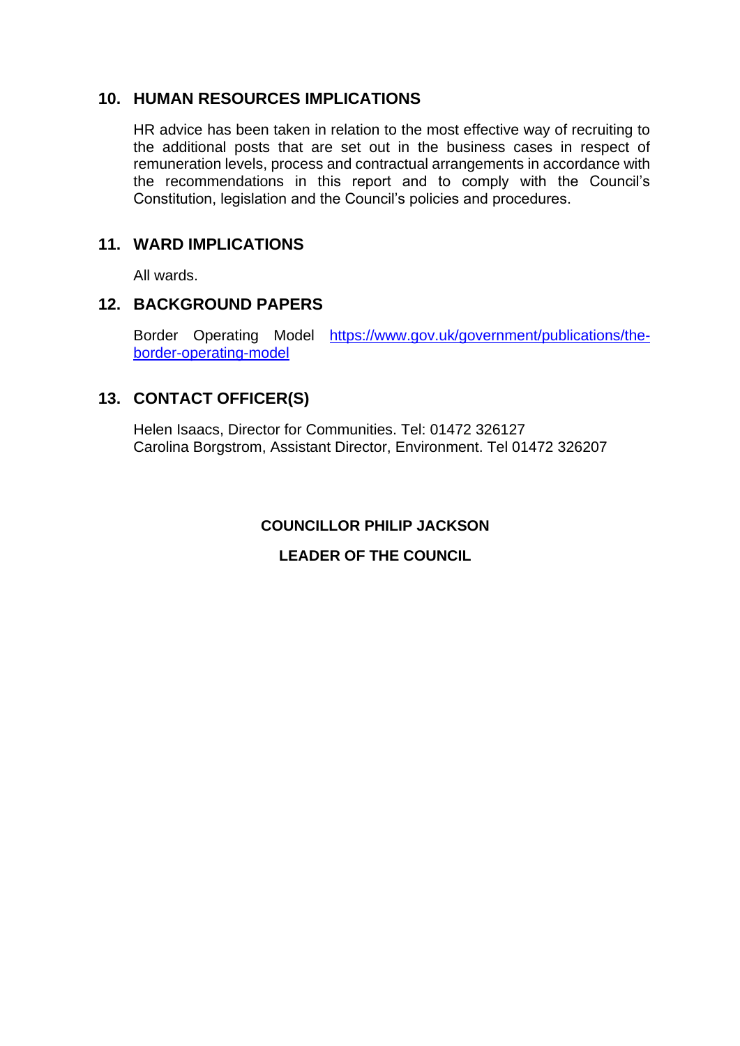## 10. HUMAN RESOURCES IMPLICATIONS

HR advice has been taken in relation to the most effective way of recruiting to the additional posts that are set out in the business cases in respect of remuneration levels, process and contractual arrangements in accordance with the recommendations in this report and to comply with the Council's Constitution, legislation and the Council's policies and procedures.

## 11. WARD IMPLICATIONS

All wards.

## 12. BACKGROUND PAPERS

Border Operating Model [https://www.gov.uk/government/publications/the-border-operating-model](https://www.gov.uk/government/publications/the-border-operating-model)

## 13. CONTACT OFFICER(S)

Helen Isaacs, Director for Communities. Tel: 01472 326127
Carolina Borgstrom, Assistant Director, Environment. Tel 01472 326207

**COUNCILLOR PHILIP JACKSON**

**LEADER OF THE COUNCIL**